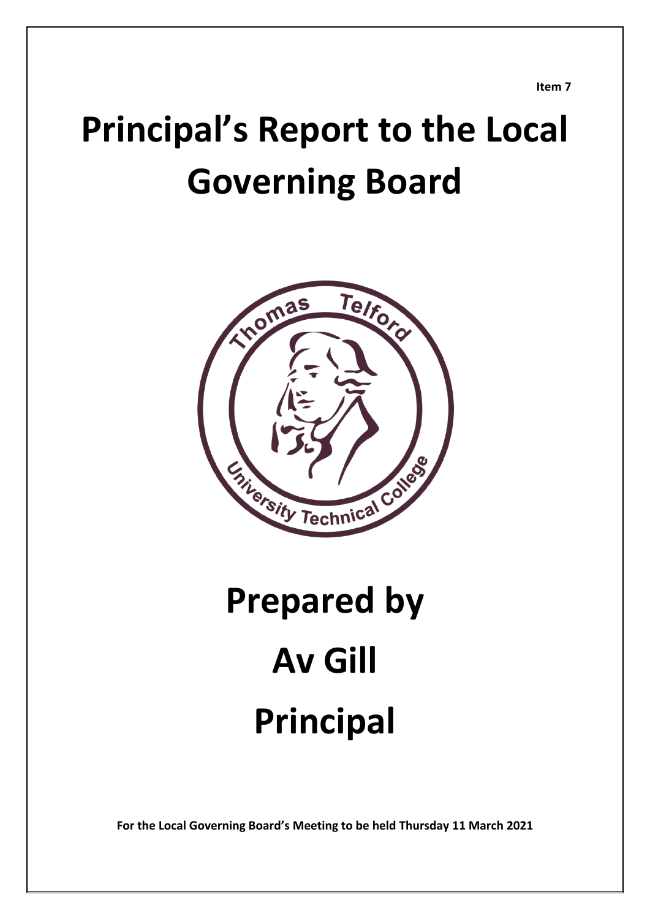**Item 7**

# Principal's Report to the Local Governing Board

# Prepared by

# Av Gill

# Principal

**For the Local Governing Board's Meeting to be held Thursday 11 March 2021**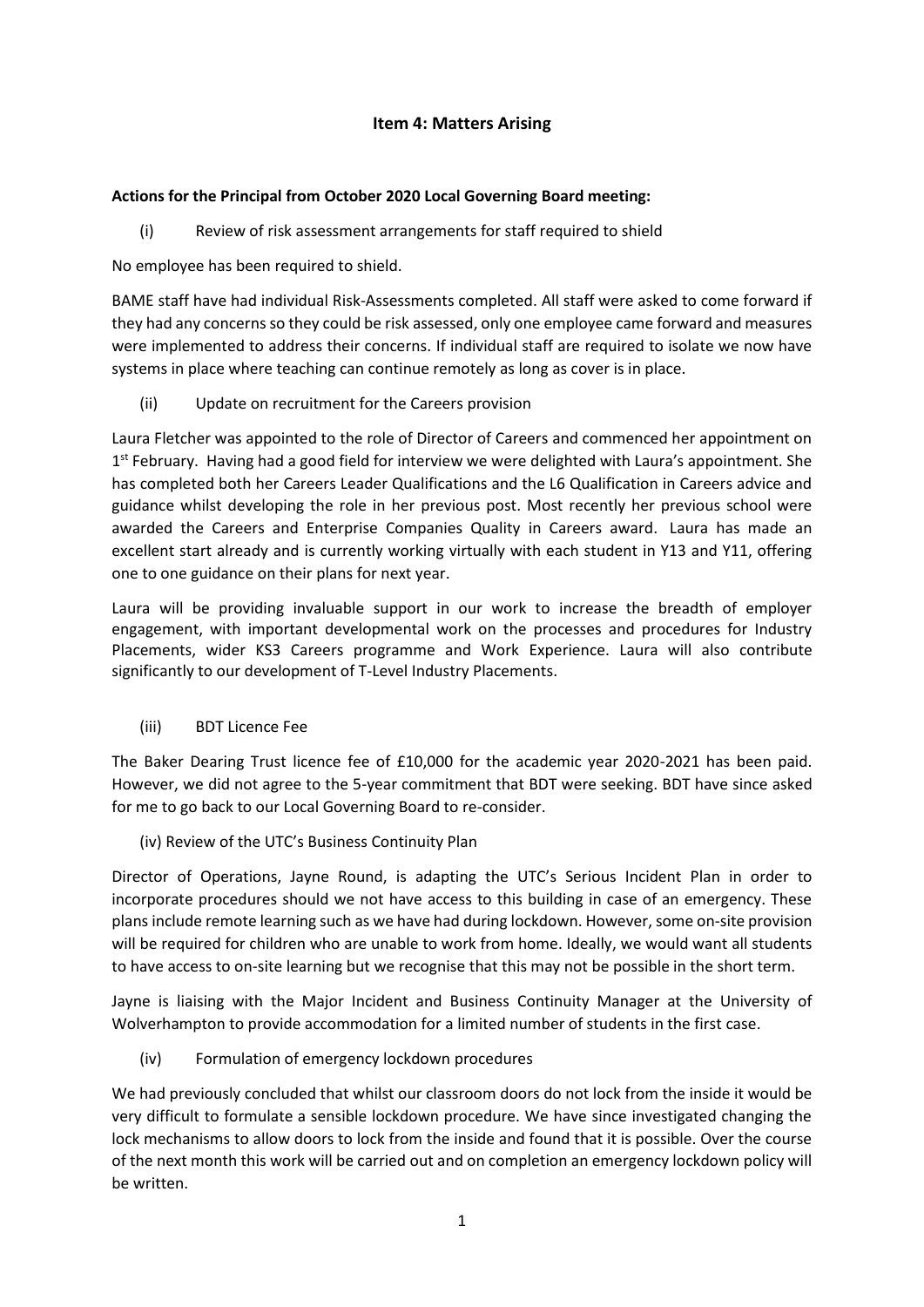## Item 4: Matters Arising

**Actions for the Principal from October 2020 Local Governing Board meeting:**

(i) Review of risk assessment arrangements for staff required to shield

No employee has been required to shield.

BAME staff have had individual Risk-Assessments completed. All staff were asked to come forward if they had any concerns so they could be risk assessed, only one employee came forward and measures were implemented to address their concerns. If individual staff are required to isolate we now have systems in place where teaching can continue remotely as long as cover is in place.

(ii) Update on recruitment for the Careers provision

Laura Fletcher was appointed to the role of Director of Careers and commenced her appointment on 1st February. Having had a good field for interview we were delighted with Laura's appointment. She has completed both her Careers Leader Qualifications and the L6 Qualification in Careers advice and guidance whilst developing the role in her previous post. Most recently her previous school were awarded the Careers and Enterprise Companies Quality in Careers award. Laura has made an excellent start already and is currently working virtually with each student in Y13 and Y11, offering one to one guidance on their plans for next year.

Laura will be providing invaluable support in our work to increase the breadth of employer engagement, with important developmental work on the processes and procedures for Industry Placements, wider KS3 Careers programme and Work Experience. Laura will also contribute significantly to our development of T-Level Industry Placements.

(iii) BDT Licence Fee

The Baker Dearing Trust licence fee of £10,000 for the academic year 2020-2021 has been paid. However, we did not agree to the 5-year commitment that BDT were seeking. BDT have since asked for me to go back to our Local Governing Board to re-consider.

(iv) Review of the UTC's Business Continuity Plan

Director of Operations, Jayne Round, is adapting the UTC's Serious Incident Plan in order to incorporate procedures should we not have access to this building in case of an emergency. These plans include remote learning such as we have had during lockdown. However, some on-site provision will be required for children who are unable to work from home. Ideally, we would want all students to have access to on-site learning but we recognise that this may not be possible in the short term.

Jayne is liaising with the Major Incident and Business Continuity Manager at the University of Wolverhampton to provide accommodation for a limited number of students in the first case.

(iv) Formulation of emergency lockdown procedures

We had previously concluded that whilst our classroom doors do not lock from the inside it would be very difficult to formulate a sensible lockdown procedure. We have since investigated changing the lock mechanisms to allow doors to lock from the inside and found that it is possible. Over the course of the next month this work will be carried out and on completion an emergency lockdown policy will be written.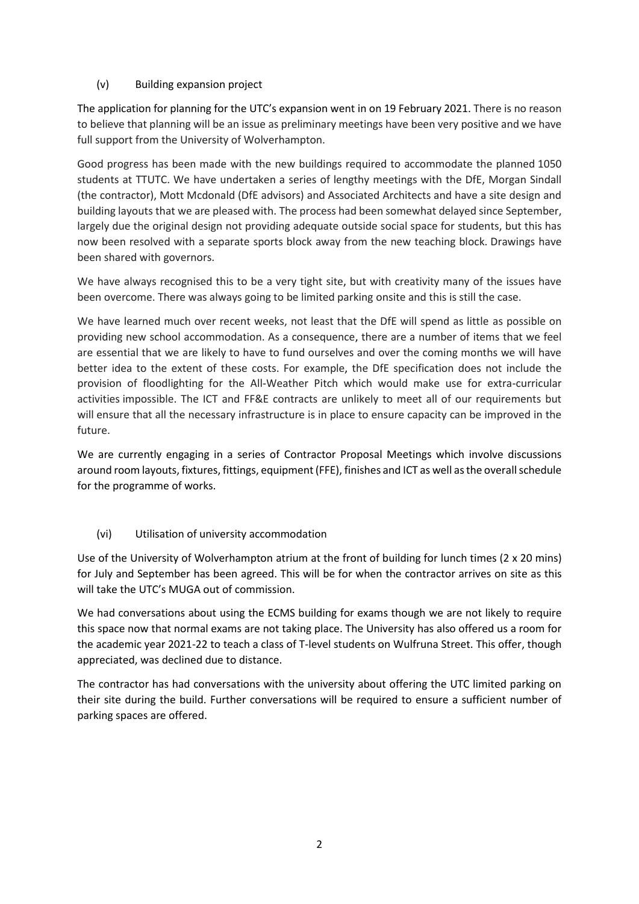### (v) Building expansion project

The application for planning for the UTC's expansion went in on 19 February 2021. There is no reason to believe that planning will be an issue as preliminary meetings have been very positive and we have full support from the University of Wolverhampton.

Good progress has been made with the new buildings required to accommodate the planned 1050 students at TTUTC. We have undertaken a series of lengthy meetings with the DfE, Morgan Sindall (the contractor), Mott Mcdonald (DfE advisors) and Associated Architects and have a site design and building layouts that we are pleased with. The process had been somewhat delayed since September, largely due the original design not providing adequate outside social space for students, but this has now been resolved with a separate sports block away from the new teaching block. Drawings have been shared with governors.

We have always recognised this to be a very tight site, but with creativity many of the issues have been overcome. There was always going to be limited parking onsite and this is still the case.

We have learned much over recent weeks, not least that the DfE will spend as little as possible on providing new school accommodation. As a consequence, there are a number of items that we feel are essential that we are likely to have to fund ourselves and over the coming months we will have better idea to the extent of these costs. For example, the DfE specification does not include the provision of floodlighting for the All-Weather Pitch which would make use for extra-curricular activities impossible. The ICT and FF&E contracts are unlikely to meet all of our requirements but will ensure that all the necessary infrastructure is in place to ensure capacity can be improved in the future.

We are currently engaging in a series of Contractor Proposal Meetings which involve discussions around room layouts, fixtures, fittings, equipment (FFE), finishes and ICT as well as the overall schedule for the programme of works.

### (vi) Utilisation of university accommodation

Use of the University of Wolverhampton atrium at the front of building for lunch times (2 x 20 mins) for July and September has been agreed. This will be for when the contractor arrives on site as this will take the UTC's MUGA out of commission.

We had conversations about using the ECMS building for exams though we are not likely to require this space now that normal exams are not taking place. The University has also offered us a room for the academic year 2021-22 to teach a class of T-level students on Wulfruna Street. This offer, though appreciated, was declined due to distance.

The contractor has had conversations with the university about offering the UTC limited parking on their site during the build. Further conversations will be required to ensure a sufficient number of parking spaces are offered.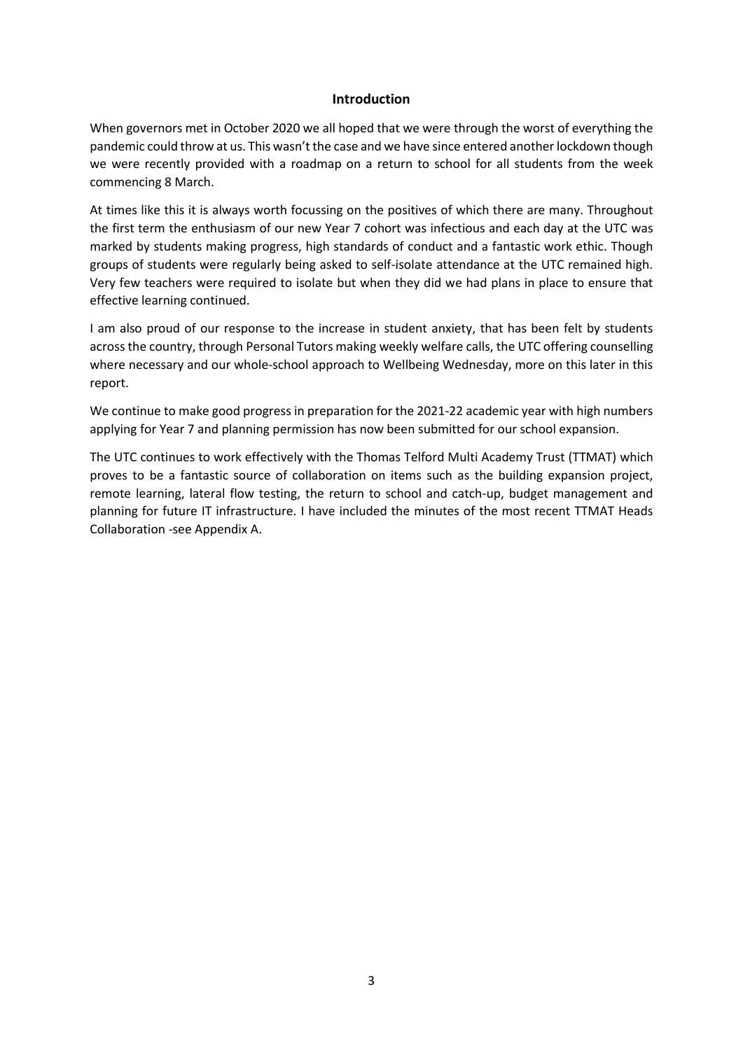## Introduction

When governors met in October 2020 we all hoped that we were through the worst of everything the pandemic could throw at us. This wasn't the case and we have since entered another lockdown though we were recently provided with a roadmap on a return to school for all students from the week commencing 8 March.

At times like this it is always worth focussing on the positives of which there are many. Throughout the first term the enthusiasm of our new Year 7 cohort was infectious and each day at the UTC was marked by students making progress, high standards of conduct and a fantastic work ethic. Though groups of students were regularly being asked to self-isolate attendance at the UTC remained high. Very few teachers were required to isolate but when they did we had plans in place to ensure that effective learning continued.

I am also proud of our response to the increase in student anxiety, that has been felt by students across the country, through Personal Tutors making weekly welfare calls, the UTC offering counselling where necessary and our whole-school approach to Wellbeing Wednesday, more on this later in this report.

We continue to make good progress in preparation for the 2021-22 academic year with high numbers applying for Year 7 and planning permission has now been submitted for our school expansion.

The UTC continues to work effectively with the Thomas Telford Multi Academy Trust (TTMAT) which proves to be a fantastic source of collaboration on items such as the building expansion project, remote learning, lateral flow testing, the return to school and catch-up, budget management and planning for future IT infrastructure. I have included the minutes of the most recent TTMAT Heads Collaboration -see Appendix A.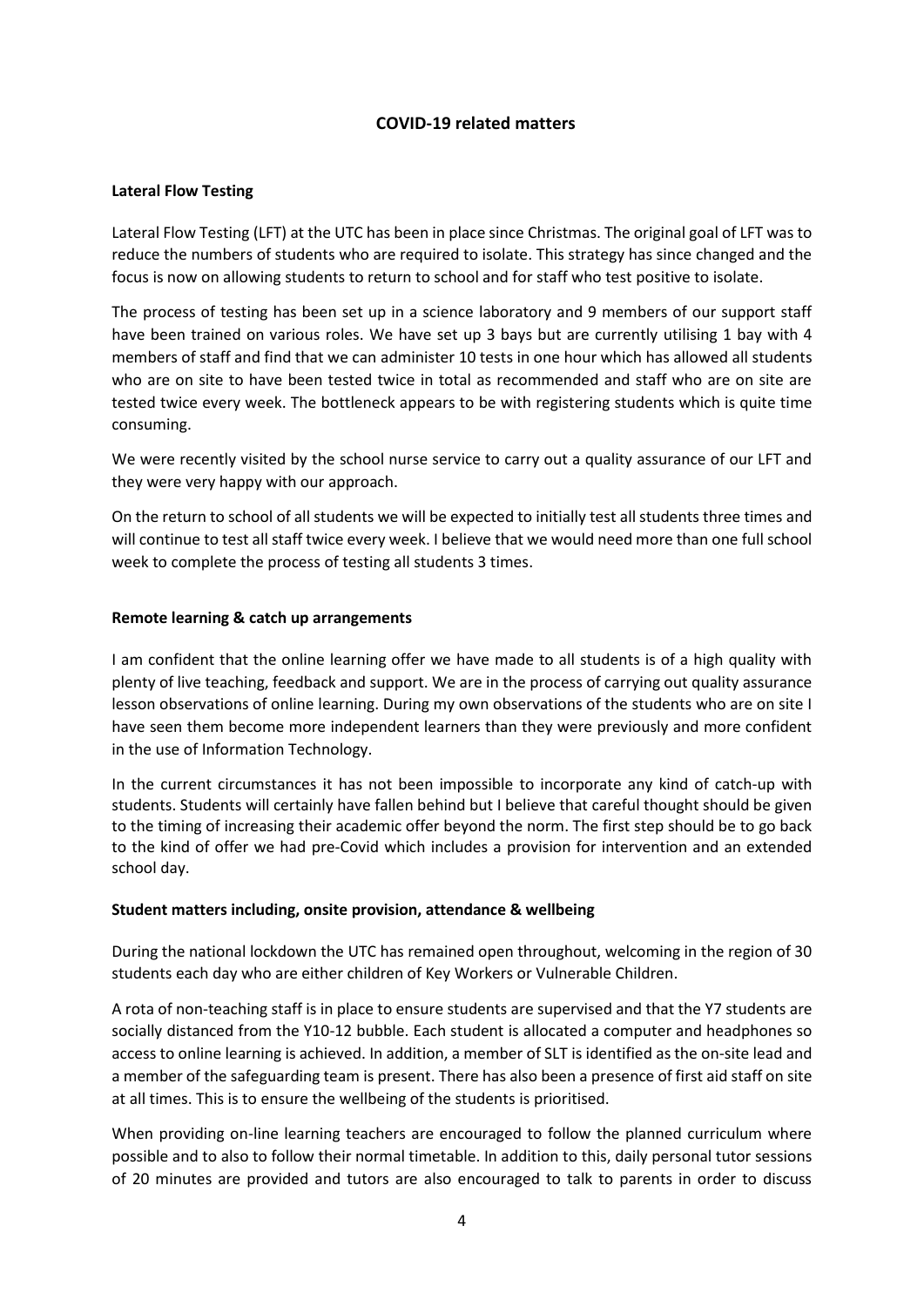## COVID-19 related matters

### Lateral Flow Testing

Lateral Flow Testing (LFT) at the UTC has been in place since Christmas. The original goal of LFT was to reduce the numbers of students who are required to isolate. This strategy has since changed and the focus is now on allowing students to return to school and for staff who test positive to isolate.

The process of testing has been set up in a science laboratory and 9 members of our support staff have been trained on various roles. We have set up 3 bays but are currently utilising 1 bay with 4 members of staff and find that we can administer 10 tests in one hour which has allowed all students who are on site to have been tested twice in total as recommended and staff who are on site are tested twice every week. The bottleneck appears to be with registering students which is quite time consuming.

We were recently visited by the school nurse service to carry out a quality assurance of our LFT and they were very happy with our approach.

On the return to school of all students we will be expected to initially test all students three times and will continue to test all staff twice every week. I believe that we would need more than one full school week to complete the process of testing all students 3 times.

### Remote learning & catch up arrangements

I am confident that the online learning offer we have made to all students is of a high quality with plenty of live teaching, feedback and support. We are in the process of carrying out quality assurance lesson observations of online learning. During my own observations of the students who are on site I have seen them become more independent learners than they were previously and more confident in the use of Information Technology.

In the current circumstances it has not been impossible to incorporate any kind of catch-up with students. Students will certainly have fallen behind but I believe that careful thought should be given to the timing of increasing their academic offer beyond the norm. The first step should be to go back to the kind of offer we had pre-Covid which includes a provision for intervention and an extended school day.

### Student matters including, onsite provision, attendance & wellbeing

During the national lockdown the UTC has remained open throughout, welcoming in the region of 30 students each day who are either children of Key Workers or Vulnerable Children.

A rota of non-teaching staff is in place to ensure students are supervised and that the Y7 students are socially distanced from the Y10-12 bubble. Each student is allocated a computer and headphones so access to online learning is achieved. In addition, a member of SLT is identified as the on-site lead and a member of the safeguarding team is present. There has also been a presence of first aid staff on site at all times. This is to ensure the wellbeing of the students is prioritised.

When providing on-line learning teachers are encouraged to follow the planned curriculum where possible and to also to follow their normal timetable. In addition to this, daily personal tutor sessions of 20 minutes are provided and tutors are also encouraged to talk to parents in order to discuss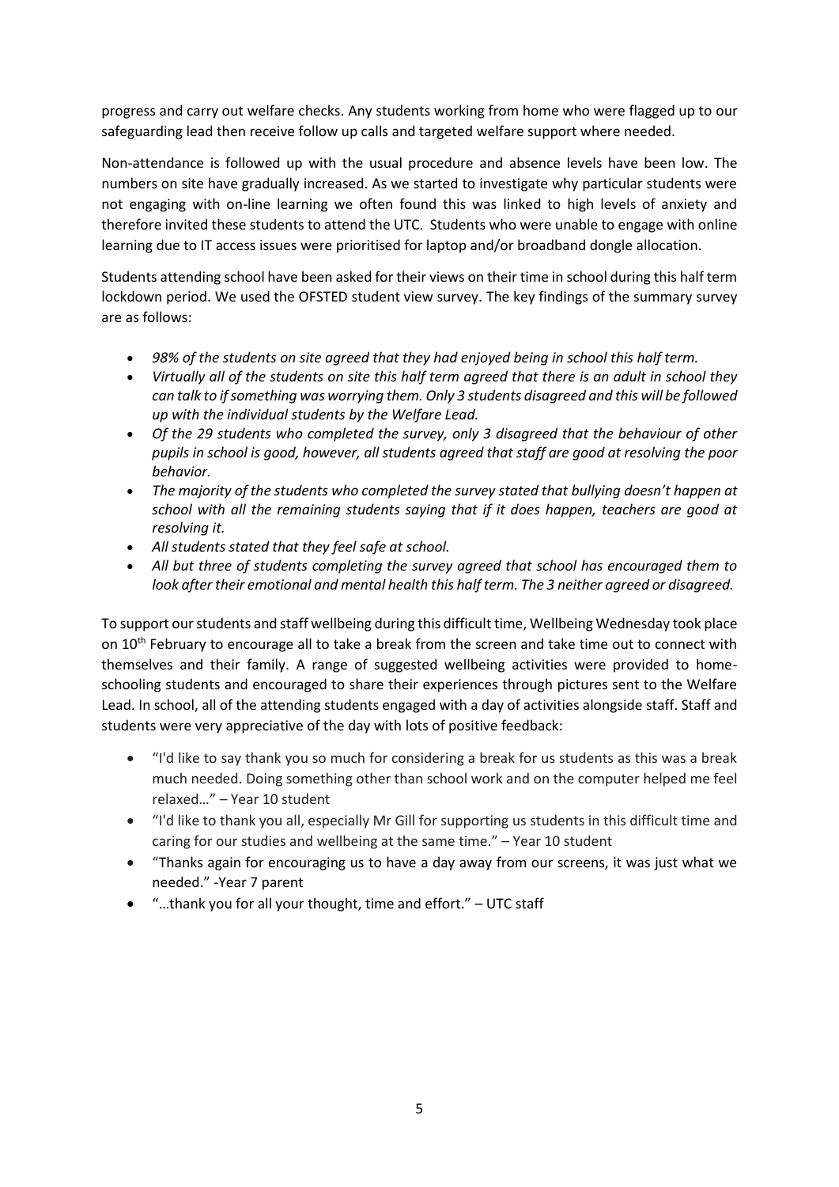progress and carry out welfare checks. Any students working from home who were flagged up to our safeguarding lead then receive follow up calls and targeted welfare support where needed.

Non-attendance is followed up with the usual procedure and absence levels have been low. The numbers on site have gradually increased. As we started to investigate why particular students were not engaging with on-line learning we often found this was linked to high levels of anxiety and therefore invited these students to attend the UTC. Students who were unable to engage with online learning due to IT access issues were prioritised for laptop and/or broadband dongle allocation.

Students attending school have been asked for their views on their time in school during this half term lockdown period. We used the OFSTED student view survey. The key findings of the summary survey are as follows:

- *98% of the students on site agreed that they had enjoyed being in school this half term.*
- *Virtually all of the students on site this half term agreed that there is an adult in school they can talk to if something was worrying them. Only 3 students disagreed and this will be followed up with the individual students by the Welfare Lead.*
- *Of the 29 students who completed the survey, only 3 disagreed that the behaviour of other pupils in school is good, however, all students agreed that staff are good at resolving the poor behavior.*
- *The majority of the students who completed the survey stated that bullying doesn't happen at school with all the remaining students saying that if it does happen, teachers are good at resolving it.*
- *All students stated that they feel safe at school.*
- *All but three of students completing the survey agreed that school has encouraged them to look after their emotional and mental health this half term. The 3 neither agreed or disagreed.*

To support our students and staff wellbeing during this difficult time, Wellbeing Wednesday took place on 10th February to encourage all to take a break from the screen and take time out to connect with themselves and their family. A range of suggested wellbeing activities were provided to home-schooling students and encouraged to share their experiences through pictures sent to the Welfare Lead. In school, all of the attending students engaged with a day of activities alongside staff. Staff and students were very appreciative of the day with lots of positive feedback:

- "I'd like to say thank you so much for considering a break for us students as this was a break much needed. Doing something other than school work and on the computer helped me feel relaxed…" – Year 10 student
- "I'd like to thank you all, especially Mr Gill for supporting us students in this difficult time and caring for our studies and wellbeing at the same time." – Year 10 student
- "Thanks again for encouraging us to have a day away from our screens, it was just what we needed." -Year 7 parent
- "…thank you for all your thought, time and effort." – UTC staff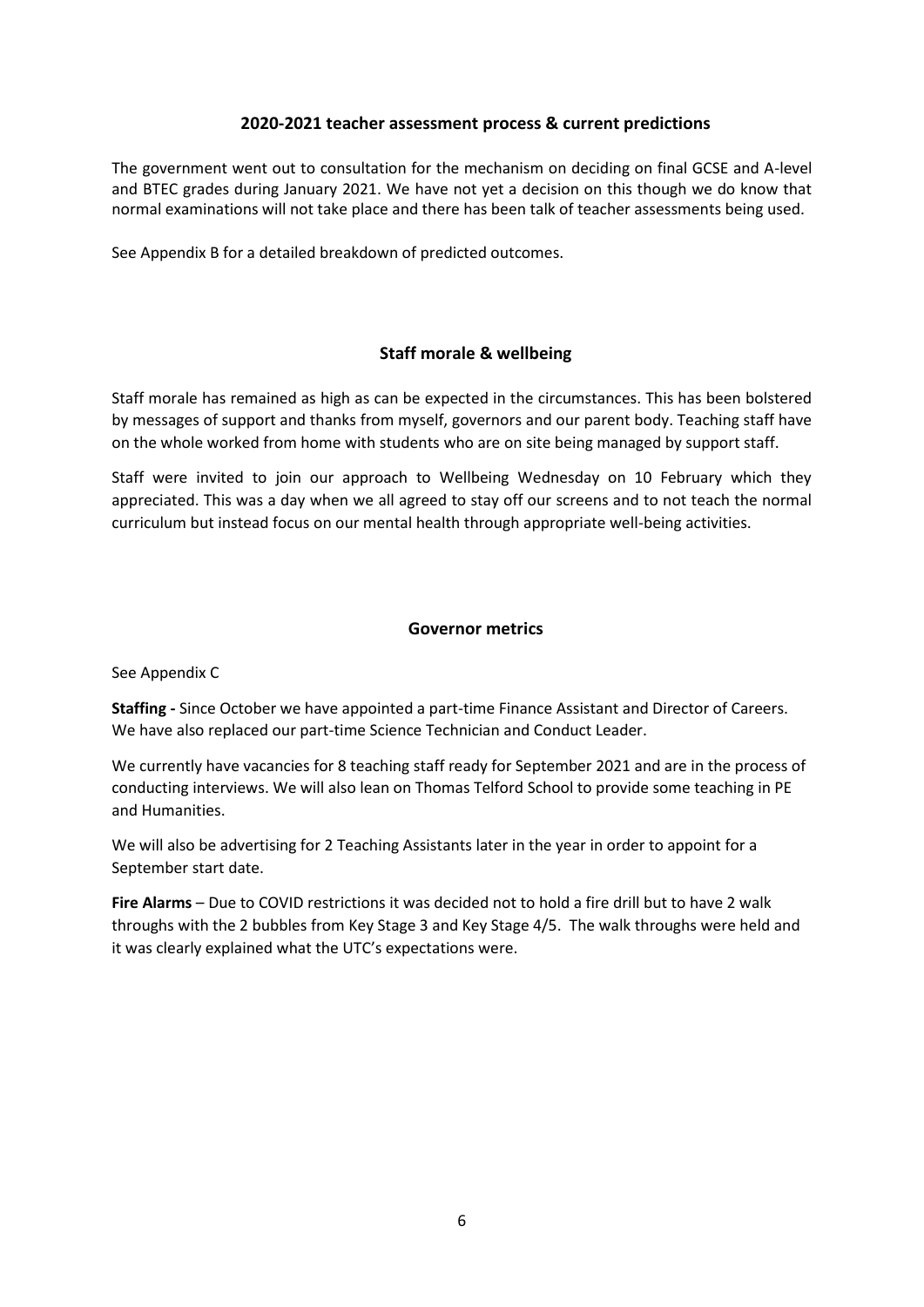## 2020-2021 teacher assessment process & current predictions

The government went out to consultation for the mechanism on deciding on final GCSE and A-level and BTEC grades during January 2021. We have not yet a decision on this though we do know that normal examinations will not take place and there has been talk of teacher assessments being used.

See Appendix B for a detailed breakdown of predicted outcomes.

## Staff morale & wellbeing

Staff morale has remained as high as can be expected in the circumstances. This has been bolstered by messages of support and thanks from myself, governors and our parent body. Teaching staff have on the whole worked from home with students who are on site being managed by support staff.

Staff were invited to join our approach to Wellbeing Wednesday on 10 February which they appreciated. This was a day when we all agreed to stay off our screens and to not teach the normal curriculum but instead focus on our mental health through appropriate well-being activities.

## Governor metrics

See Appendix C

**Staffing -** Since October we have appointed a part-time Finance Assistant and Director of Careers. We have also replaced our part-time Science Technician and Conduct Leader.

We currently have vacancies for 8 teaching staff ready for September 2021 and are in the process of conducting interviews. We will also lean on Thomas Telford School to provide some teaching in PE and Humanities.

We will also be advertising for 2 Teaching Assistants later in the year in order to appoint for a September start date.

**Fire Alarms** – Due to COVID restrictions it was decided not to hold a fire drill but to have 2 walk throughs with the 2 bubbles from Key Stage 3 and Key Stage 4/5. The walk throughs were held and it was clearly explained what the UTC's expectations were.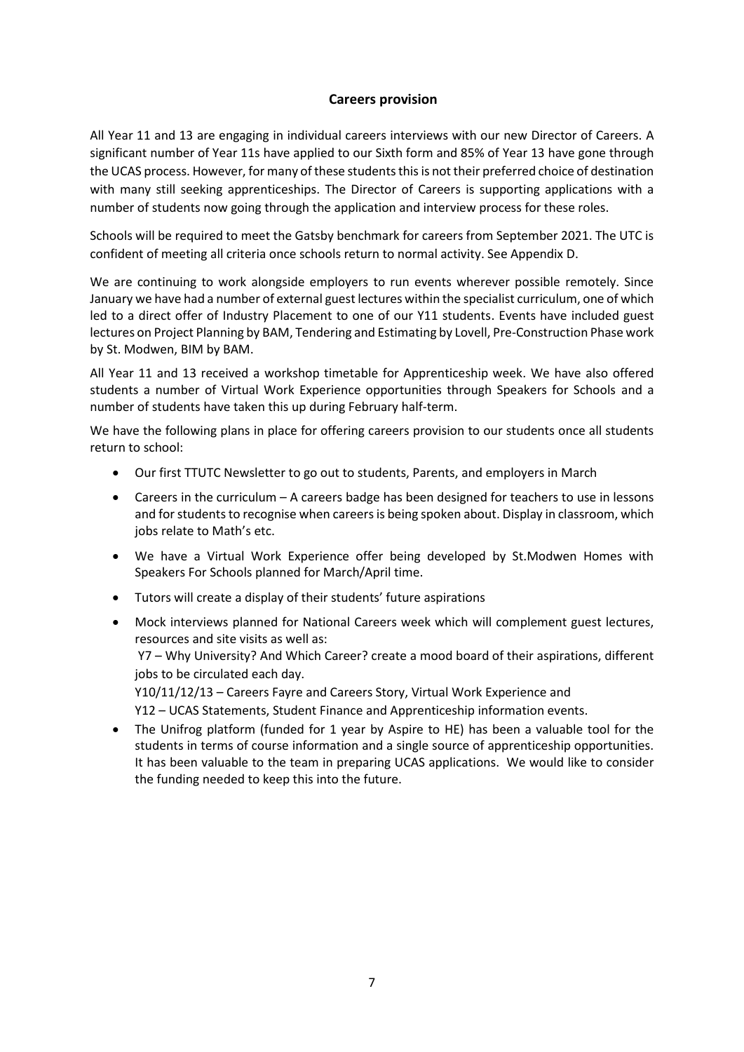## Careers provision

All Year 11 and 13 are engaging in individual careers interviews with our new Director of Careers. A significant number of Year 11s have applied to our Sixth form and 85% of Year 13 have gone through the UCAS process. However, for many of these students this is not their preferred choice of destination with many still seeking apprenticeships. The Director of Careers is supporting applications with a number of students now going through the application and interview process for these roles.

Schools will be required to meet the Gatsby benchmark for careers from September 2021. The UTC is confident of meeting all criteria once schools return to normal activity. See Appendix D.

We are continuing to work alongside employers to run events wherever possible remotely. Since January we have had a number of external guest lectures within the specialist curriculum, one of which led to a direct offer of Industry Placement to one of our Y11 students. Events have included guest lectures on Project Planning by BAM, Tendering and Estimating by Lovell, Pre-Construction Phase work by St. Modwen, BIM by BAM.

All Year 11 and 13 received a workshop timetable for Apprenticeship week. We have also offered students a number of Virtual Work Experience opportunities through Speakers for Schools and a number of students have taken this up during February half-term.

We have the following plans in place for offering careers provision to our students once all students return to school:

- Our first TTUTC Newsletter to go out to students, Parents, and employers in March
- Careers in the curriculum – A careers badge has been designed for teachers to use in lessons and for students to recognise when careers is being spoken about. Display in classroom, which jobs relate to Math's etc.
- We have a Virtual Work Experience offer being developed by St.Modwen Homes with Speakers For Schools planned for March/April time.
- Tutors will create a display of their students' future aspirations
- Mock interviews planned for National Careers week which will complement guest lectures, resources and site visits as well as:
  Y7 – Why University? And Which Career? create a mood board of their aspirations, different jobs to be circulated each day.
  Y10/11/12/13 – Careers Fayre and Careers Story, Virtual Work Experience and
  Y12 – UCAS Statements, Student Finance and Apprenticeship information events.
- The Unifrog platform (funded for 1 year by Aspire to HE) has been a valuable tool for the students in terms of course information and a single source of apprenticeship opportunities. It has been valuable to the team in preparing UCAS applications. We would like to consider the funding needed to keep this into the future.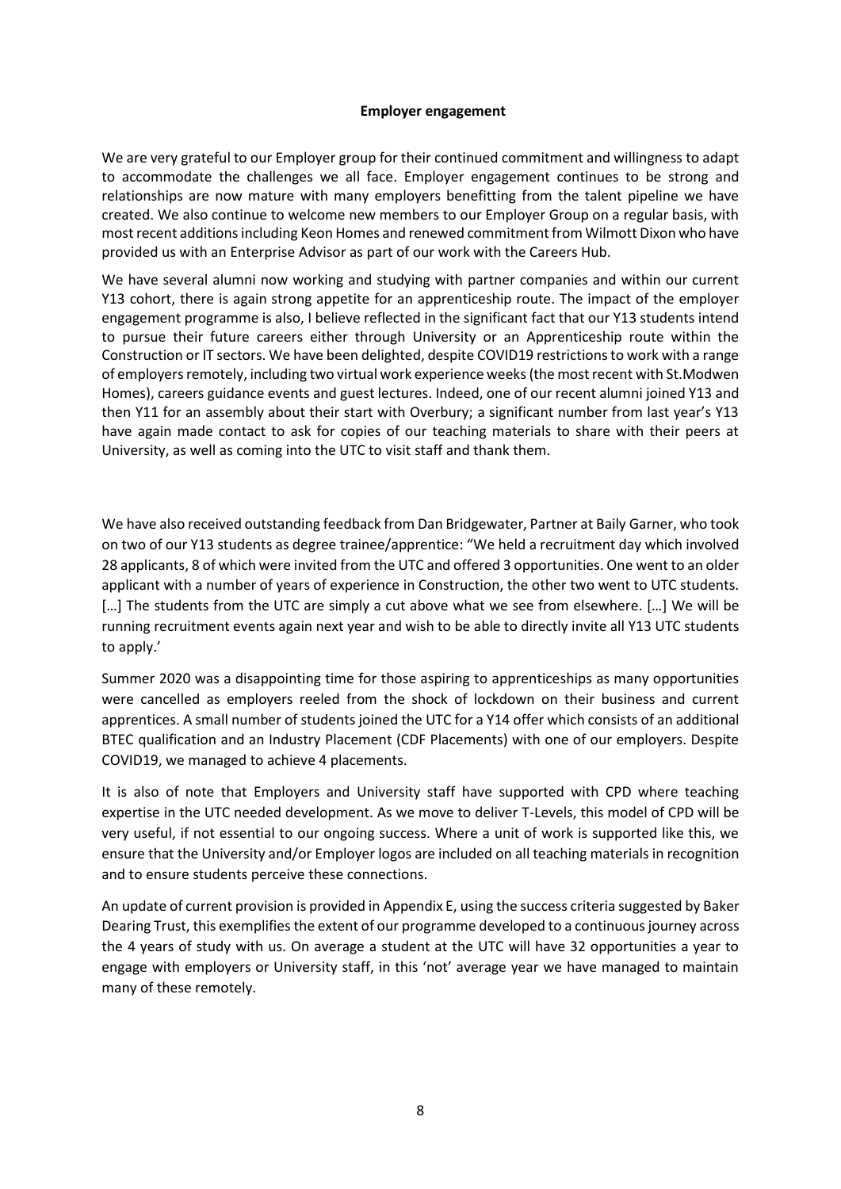## Employer engagement

We are very grateful to our Employer group for their continued commitment and willingness to adapt to accommodate the challenges we all face. Employer engagement continues to be strong and relationships are now mature with many employers benefitting from the talent pipeline we have created. We also continue to welcome new members to our Employer Group on a regular basis, with most recent additions including Keon Homes and renewed commitment from Wilmott Dixon who have provided us with an Enterprise Advisor as part of our work with the Careers Hub.

We have several alumni now working and studying with partner companies and within our current Y13 cohort, there is again strong appetite for an apprenticeship route. The impact of the employer engagement programme is also, I believe reflected in the significant fact that our Y13 students intend to pursue their future careers either through University or an Apprenticeship route within the Construction or IT sectors. We have been delighted, despite COVID19 restrictions to work with a range of employers remotely, including two virtual work experience weeks (the most recent with St.Modwen Homes), careers guidance events and guest lectures. Indeed, one of our recent alumni joined Y13 and then Y11 for an assembly about their start with Overbury; a significant number from last year's Y13 have again made contact to ask for copies of our teaching materials to share with their peers at University, as well as coming into the UTC to visit staff and thank them.

We have also received outstanding feedback from Dan Bridgewater, Partner at Baily Garner, who took on two of our Y13 students as degree trainee/apprentice: "We held a recruitment day which involved 28 applicants, 8 of which were invited from the UTC and offered 3 opportunities. One went to an older applicant with a number of years of experience in Construction, the other two went to UTC students. […] The students from the UTC are simply a cut above what we see from elsewhere. […] We will be running recruitment events again next year and wish to be able to directly invite all Y13 UTC students to apply.'

Summer 2020 was a disappointing time for those aspiring to apprenticeships as many opportunities were cancelled as employers reeled from the shock of lockdown on their business and current apprentices. A small number of students joined the UTC for a Y14 offer which consists of an additional BTEC qualification and an Industry Placement (CDF Placements) with one of our employers. Despite COVID19, we managed to achieve 4 placements.

It is also of note that Employers and University staff have supported with CPD where teaching expertise in the UTC needed development. As we move to deliver T-Levels, this model of CPD will be very useful, if not essential to our ongoing success. Where a unit of work is supported like this, we ensure that the University and/or Employer logos are included on all teaching materials in recognition and to ensure students perceive these connections.

An update of current provision is provided in Appendix E, using the success criteria suggested by Baker Dearing Trust, this exemplifies the extent of our programme developed to a continuous journey across the 4 years of study with us. On average a student at the UTC will have 32 opportunities a year to engage with employers or University staff, in this 'not' average year we have managed to maintain many of these remotely.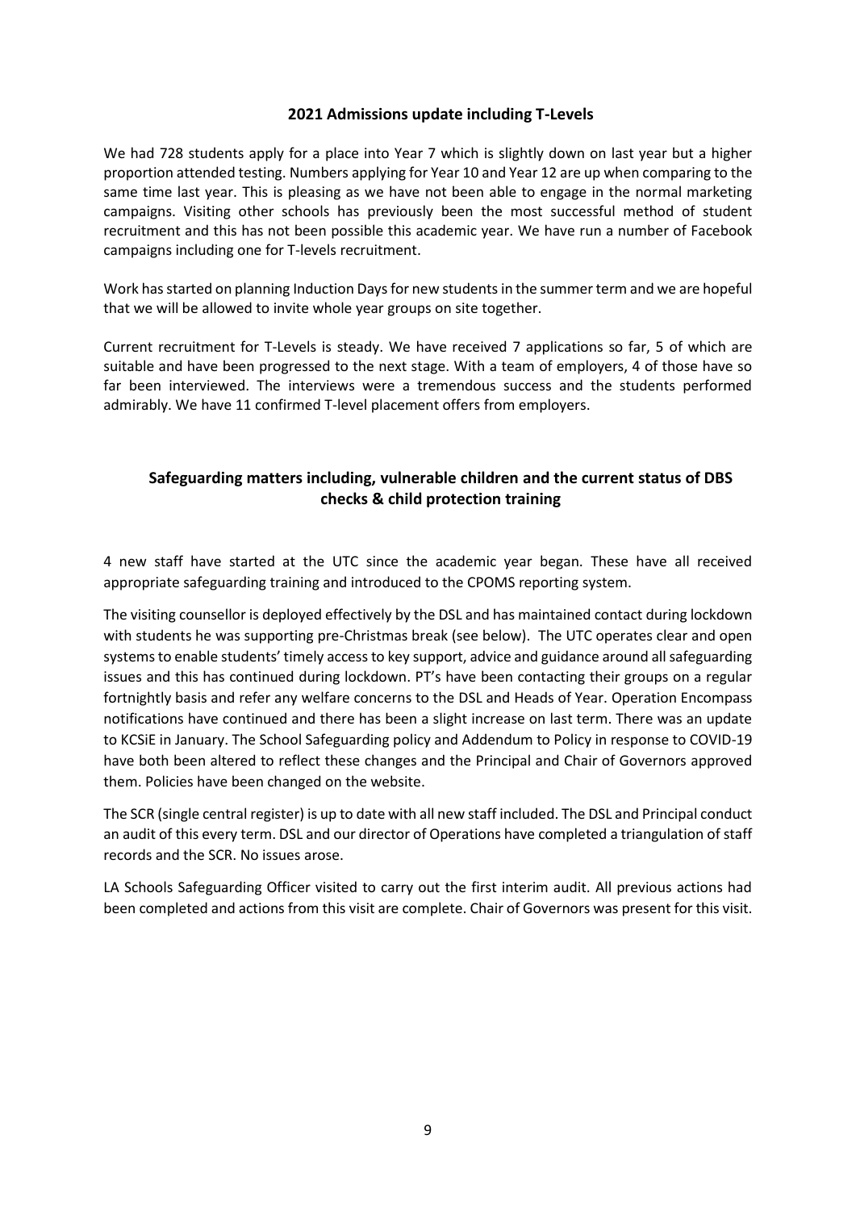## 2021 Admissions update including T-Levels

We had 728 students apply for a place into Year 7 which is slightly down on last year but a higher proportion attended testing. Numbers applying for Year 10 and Year 12 are up when comparing to the same time last year. This is pleasing as we have not been able to engage in the normal marketing campaigns. Visiting other schools has previously been the most successful method of student recruitment and this has not been possible this academic year. We have run a number of Facebook campaigns including one for T-levels recruitment.

Work has started on planning Induction Days for new students in the summer term and we are hopeful that we will be allowed to invite whole year groups on site together.

Current recruitment for T-Levels is steady. We have received 7 applications so far, 5 of which are suitable and have been progressed to the next stage. With a team of employers, 4 of those have so far been interviewed. The interviews were a tremendous success and the students performed admirably. We have 11 confirmed T-level placement offers from employers.

## Safeguarding matters including, vulnerable children and the current status of DBS checks & child protection training

4 new staff have started at the UTC since the academic year began. These have all received appropriate safeguarding training and introduced to the CPOMS reporting system.

The visiting counsellor is deployed effectively by the DSL and has maintained contact during lockdown with students he was supporting pre-Christmas break (see below). The UTC operates clear and open systems to enable students' timely access to key support, advice and guidance around all safeguarding issues and this has continued during lockdown. PT's have been contacting their groups on a regular fortnightly basis and refer any welfare concerns to the DSL and Heads of Year. Operation Encompass notifications have continued and there has been a slight increase on last term. There was an update to KCSiE in January. The School Safeguarding policy and Addendum to Policy in response to COVID-19 have both been altered to reflect these changes and the Principal and Chair of Governors approved them. Policies have been changed on the website.

The SCR (single central register) is up to date with all new staff included. The DSL and Principal conduct an audit of this every term. DSL and our director of Operations have completed a triangulation of staff records and the SCR. No issues arose.

LA Schools Safeguarding Officer visited to carry out the first interim audit. All previous actions had been completed and actions from this visit are complete. Chair of Governors was present for this visit.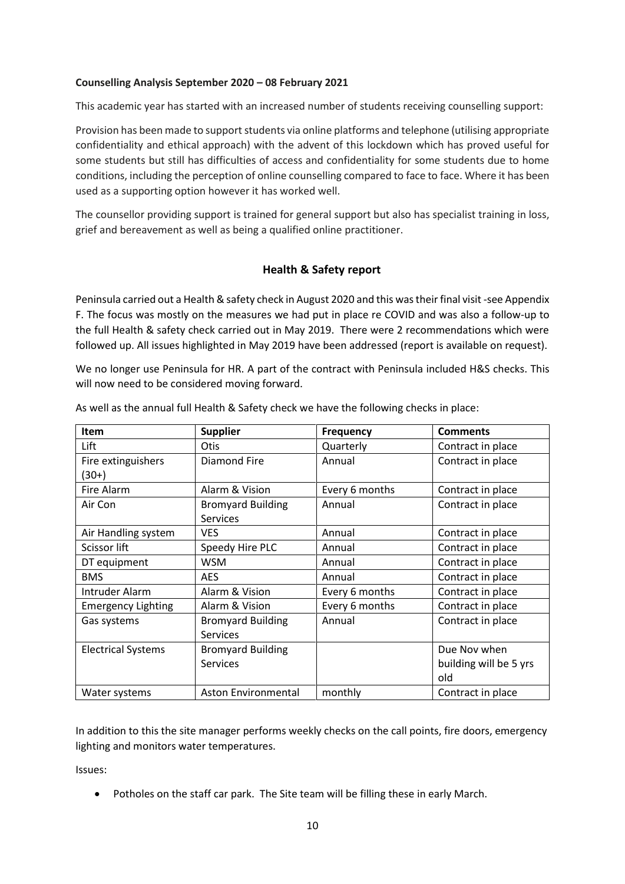**Counselling Analysis September 2020 – 08 February 2021**

This academic year has started with an increased number of students receiving counselling support:

Provision has been made to support students via online platforms and telephone (utilising appropriate confidentiality and ethical approach) with the advent of this lockdown which has proved useful for some students but still has difficulties of access and confidentiality for some students due to home conditions, including the perception of online counselling compared to face to face. Where it has been used as a supporting option however it has worked well.

The counsellor providing support is trained for general support but also has specialist training in loss, grief and bereavement as well as being a qualified online practitioner.

## Health & Safety report

Peninsula carried out a Health & safety check in August 2020 and this was their final visit -see Appendix F. The focus was mostly on the measures we had put in place re COVID and was also a follow-up to the full Health & safety check carried out in May 2019. There were 2 recommendations which were followed up. All issues highlighted in May 2019 have been addressed (report is available on request).

We no longer use Peninsula for HR. A part of the contract with Peninsula included H&S checks. This will now need to be considered moving forward.

As well as the annual full Health & Safety check we have the following checks in place:

| Item | Supplier | Frequency | Comments |
|---|---|---|---|
| Lift | Otis | Quarterly | Contract in place |
| Fire extinguishers (30+) | Diamond Fire | Annual | Contract in place |
| Fire Alarm | Alarm & Vision | Every 6 months | Contract in place |
| Air Con | Bromyard Building Services | Annual | Contract in place |
| Air Handling system | VES | Annual | Contract in place |
| Scissor lift | Speedy Hire PLC | Annual | Contract in place |
| DT equipment | WSM | Annual | Contract in place |
| BMS | AES | Annual | Contract in place |
| Intruder Alarm | Alarm & Vision | Every 6 months | Contract in place |
| Emergency Lighting | Alarm & Vision | Every 6 months | Contract in place |
| Gas systems | Bromyard Building Services | Annual | Contract in place |
| Electrical Systems | Bromyard Building Services | | Due Nov when building will be 5 yrs old |
| Water systems | Aston Environmental | monthly | Contract in place |

In addition to this the site manager performs weekly checks on the call points, fire doors, emergency lighting and monitors water temperatures.

Issues:

- Potholes on the staff car park. The Site team will be filling these in early March.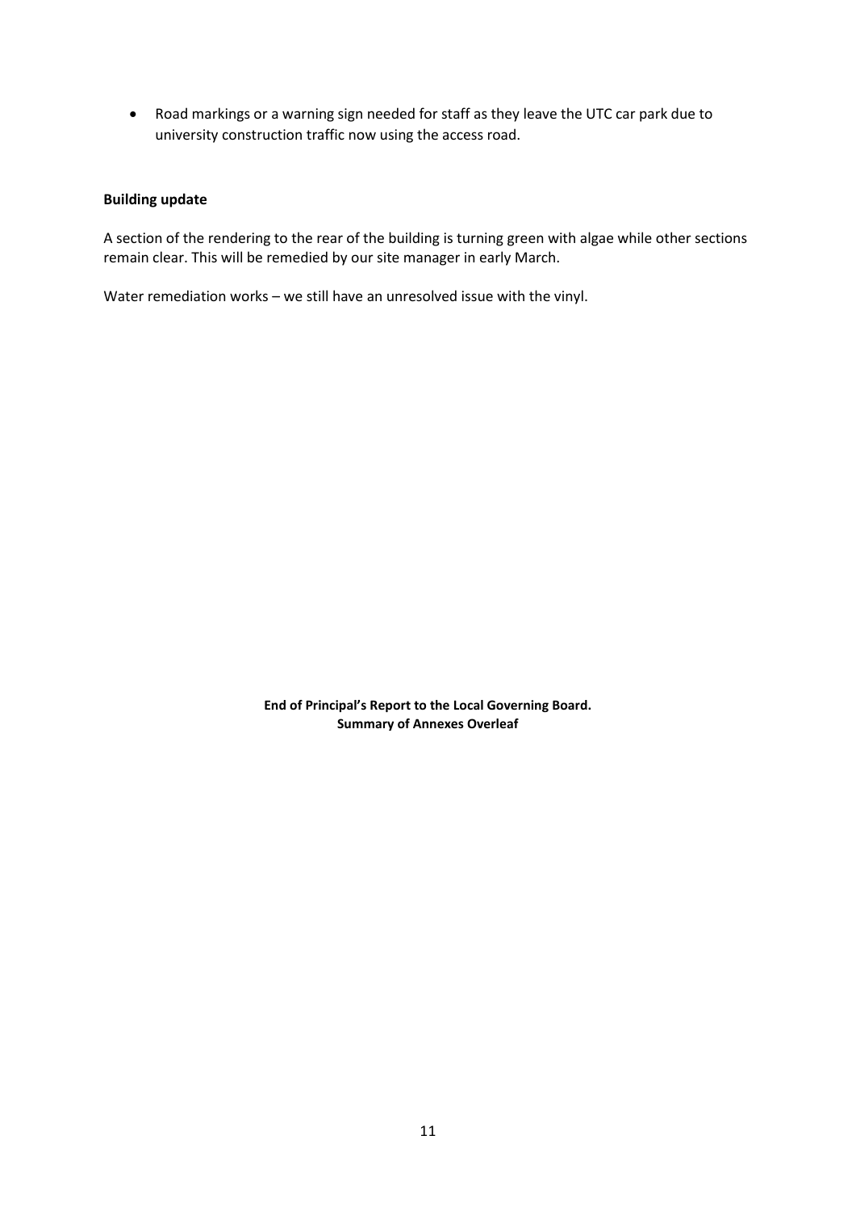- Road markings or a warning sign needed for staff as they leave the UTC car park due to university construction traffic now using the access road.

**Building update**

A section of the rendering to the rear of the building is turning green with algae while other sections remain clear. This will be remedied by our site manager in early March.

Water remediation works – we still have an unresolved issue with the vinyl.

**End of Principal's Report to the Local Governing Board.**
**Summary of Annexes Overleaf**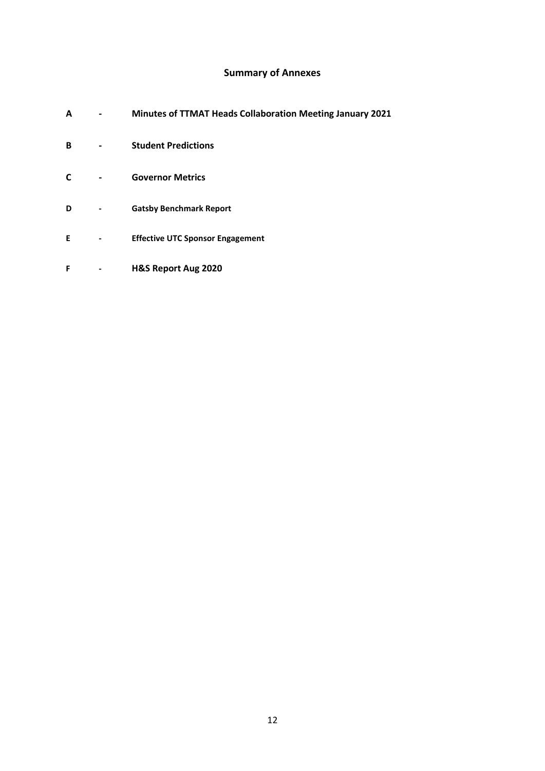## Summary of Annexes

**A - Minutes of TTMAT Heads Collaboration Meeting January 2021**

**B - Student Predictions**

**C - Governor Metrics**

**D - Gatsby Benchmark Report**

**E - Effective UTC Sponsor Engagement**

**F - H&S Report Aug 2020**